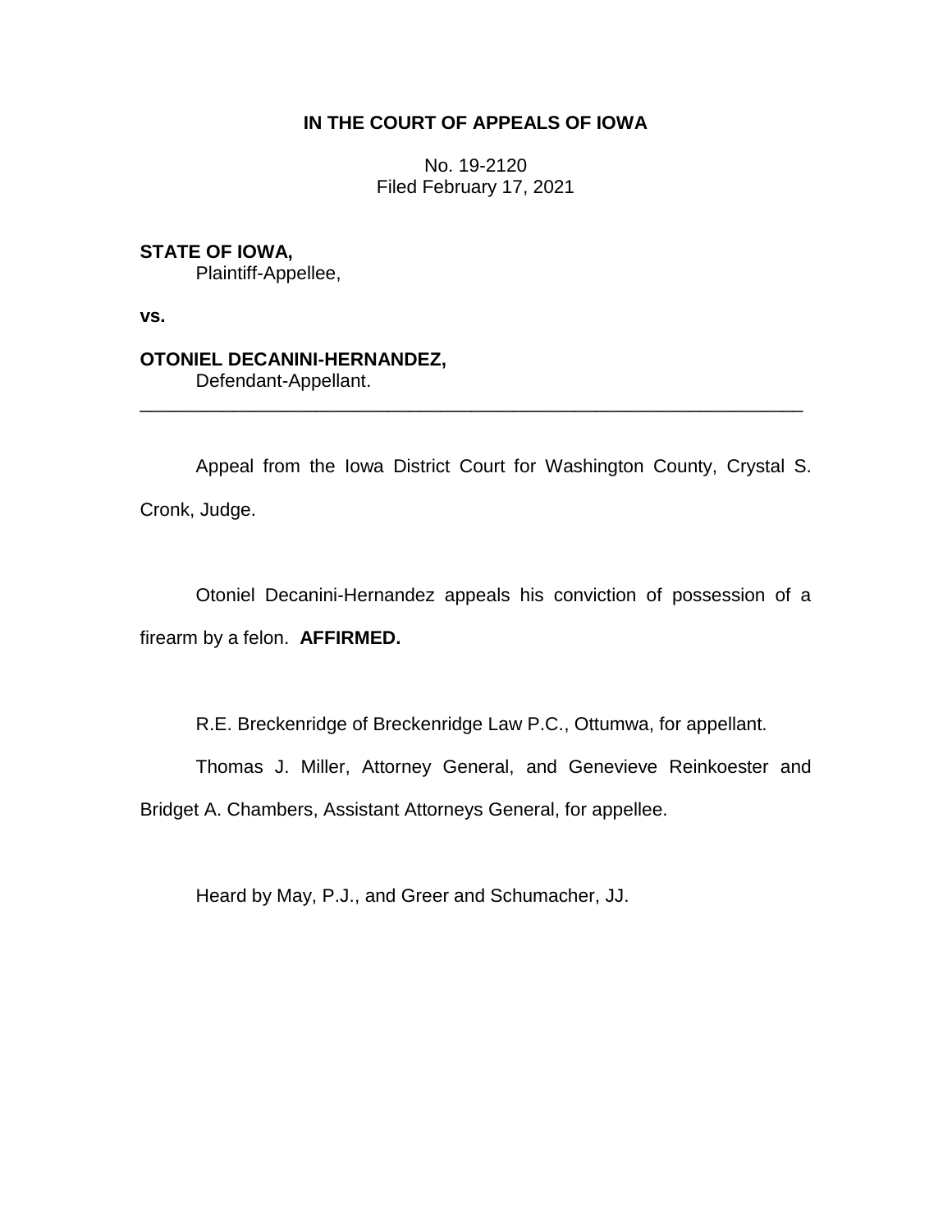**IN THE COURT OF APPEALS OF IOWA**

No. 19-2120
Filed February 17, 2021

**STATE OF IOWA,**
Plaintiff-Appellee,

**vs.**

**OTONIEL DECANINI-HERNANDEZ,**
Defendant-Appellant.

---

Appeal from the Iowa District Court for Washington County, Crystal S. Cronk, Judge.

Otoniel Decanini-Hernandez appeals his conviction of possession of a firearm by a felon. **AFFIRMED.**

R.E. Breckenridge of Breckenridge Law P.C., Ottumwa, for appellant.

Thomas J. Miller, Attorney General, and Genevieve Reinkoester and Bridget A. Chambers, Assistant Attorneys General, for appellee.

Heard by May, P.J., and Greer and Schumacher, JJ.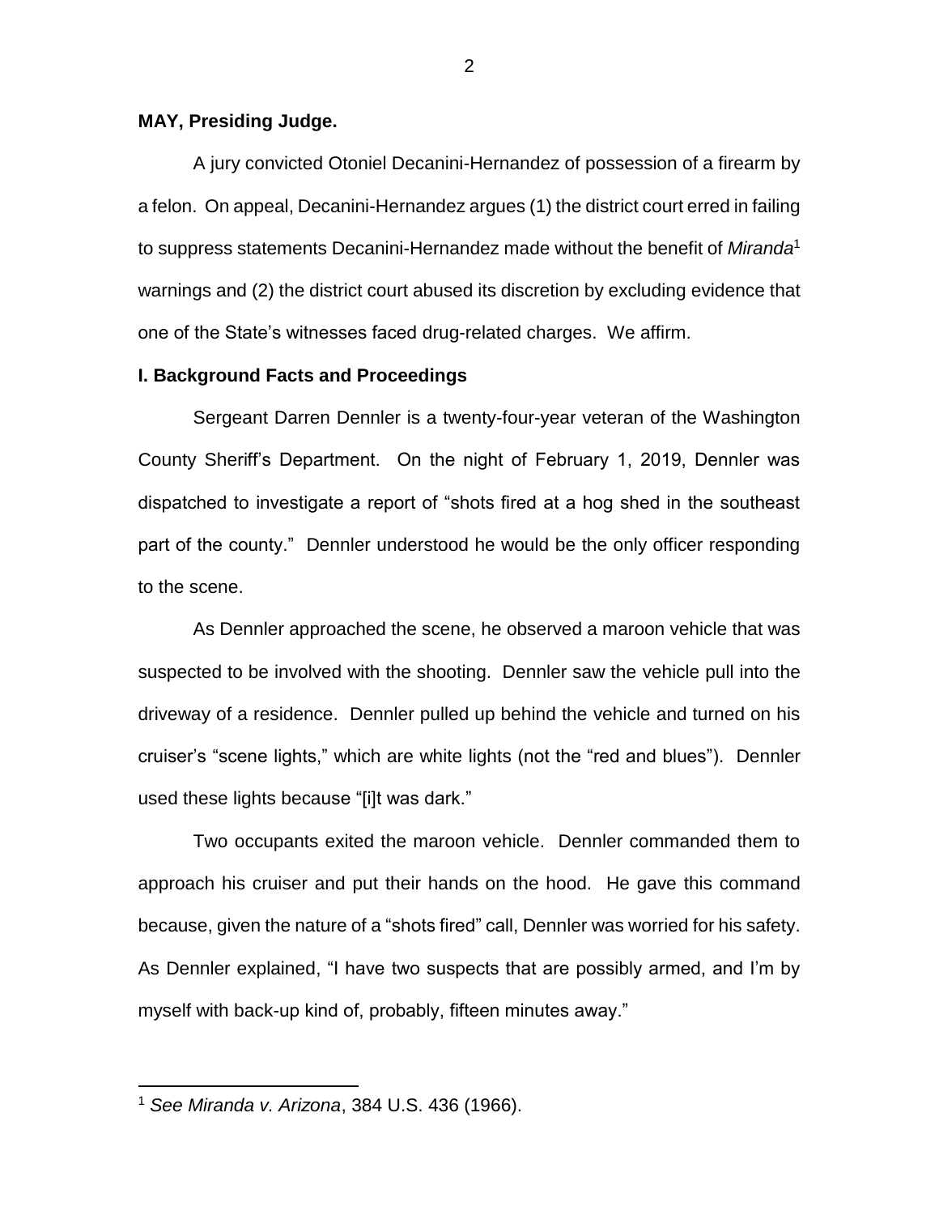**MAY, Presiding Judge.**

A jury convicted Otoniel Decanini-Hernandez of possession of a firearm by a felon. On appeal, Decanini-Hernandez argues (1) the district court erred in failing to suppress statements Decanini-Hernandez made without the benefit of *Miranda*[1] warnings and (2) the district court abused its discretion by excluding evidence that one of the State's witnesses faced drug-related charges. We affirm.

## I. Background Facts and Proceedings

Sergeant Darren Dennler is a twenty-four-year veteran of the Washington County Sheriff's Department. On the night of February 1, 2019, Dennler was dispatched to investigate a report of "shots fired at a hog shed in the southeast part of the county." Dennler understood he would be the only officer responding to the scene.

As Dennler approached the scene, he observed a maroon vehicle that was suspected to be involved with the shooting. Dennler saw the vehicle pull into the driveway of a residence. Dennler pulled up behind the vehicle and turned on his cruiser's "scene lights," which are white lights (not the "red and blues"). Dennler used these lights because "[i]t was dark."

Two occupants exited the maroon vehicle. Dennler commanded them to approach his cruiser and put their hands on the hood. He gave this command because, given the nature of a "shots fired" call, Dennler was worried for his safety. As Dennler explained, "I have two suspects that are possibly armed, and I'm by myself with back-up kind of, probably, fifteen minutes away."

---

[1] *See Miranda v. Arizona*, 384 U.S. 436 (1966).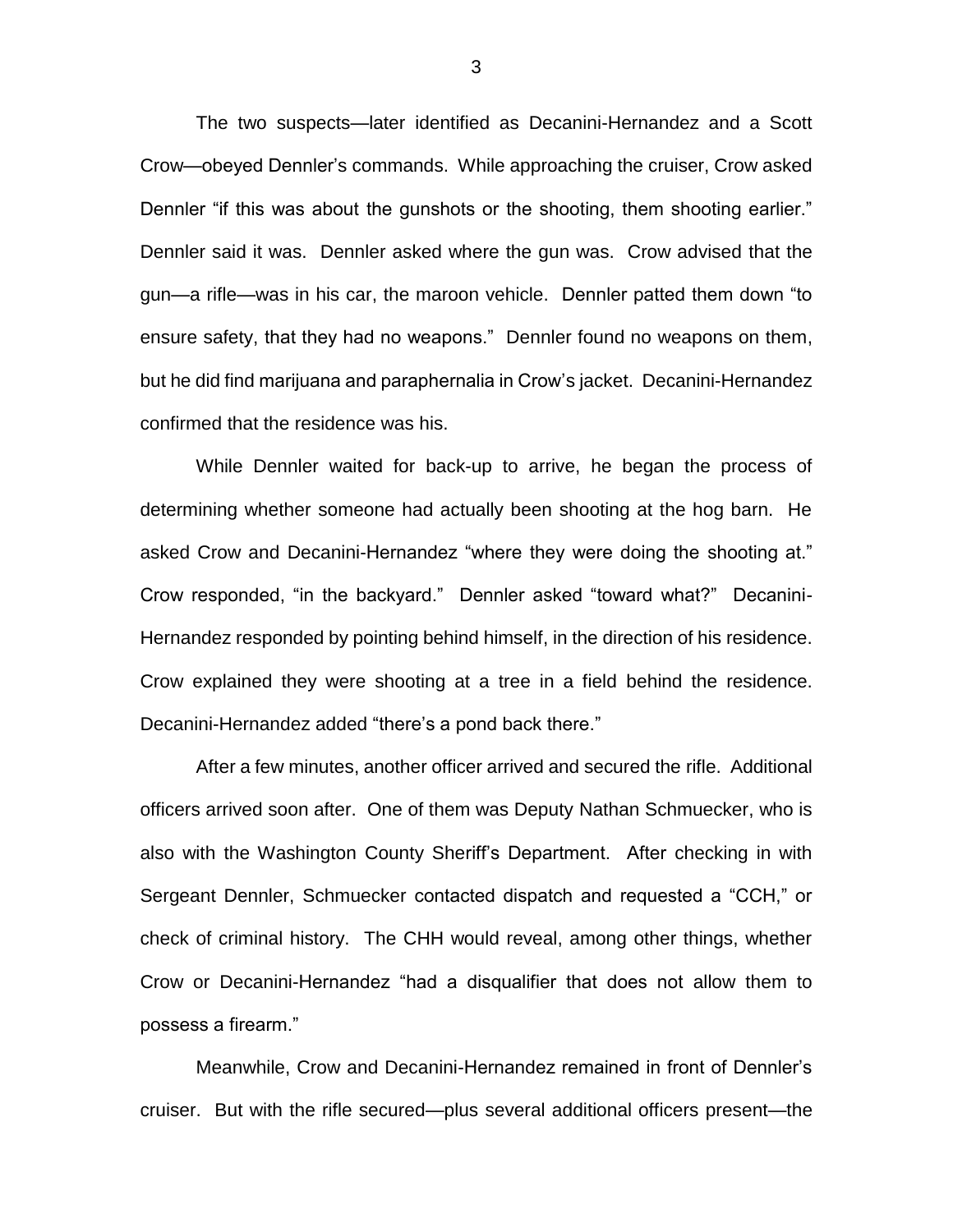The two suspects—later identified as Decanini-Hernandez and a Scott Crow—obeyed Dennler's commands. While approaching the cruiser, Crow asked Dennler "if this was about the gunshots or the shooting, them shooting earlier." Dennler said it was. Dennler asked where the gun was. Crow advised that the gun—a rifle—was in his car, the maroon vehicle. Dennler patted them down "to ensure safety, that they had no weapons." Dennler found no weapons on them, but he did find marijuana and paraphernalia in Crow's jacket. Decanini-Hernandez confirmed that the residence was his.

While Dennler waited for back-up to arrive, he began the process of determining whether someone had actually been shooting at the hog barn. He asked Crow and Decanini-Hernandez "where they were doing the shooting at." Crow responded, "in the backyard." Dennler asked "toward what?" Decanini-Hernandez responded by pointing behind himself, in the direction of his residence. Crow explained they were shooting at a tree in a field behind the residence. Decanini-Hernandez added "there's a pond back there."

After a few minutes, another officer arrived and secured the rifle. Additional officers arrived soon after. One of them was Deputy Nathan Schmuecker, who is also with the Washington County Sheriff's Department. After checking in with Sergeant Dennler, Schmuecker contacted dispatch and requested a "CCH," or check of criminal history. The CHH would reveal, among other things, whether Crow or Decanini-Hernandez "had a disqualifier that does not allow them to possess a firearm."

Meanwhile, Crow and Decanini-Hernandez remained in front of Dennler's cruiser. But with the rifle secured—plus several additional officers present—the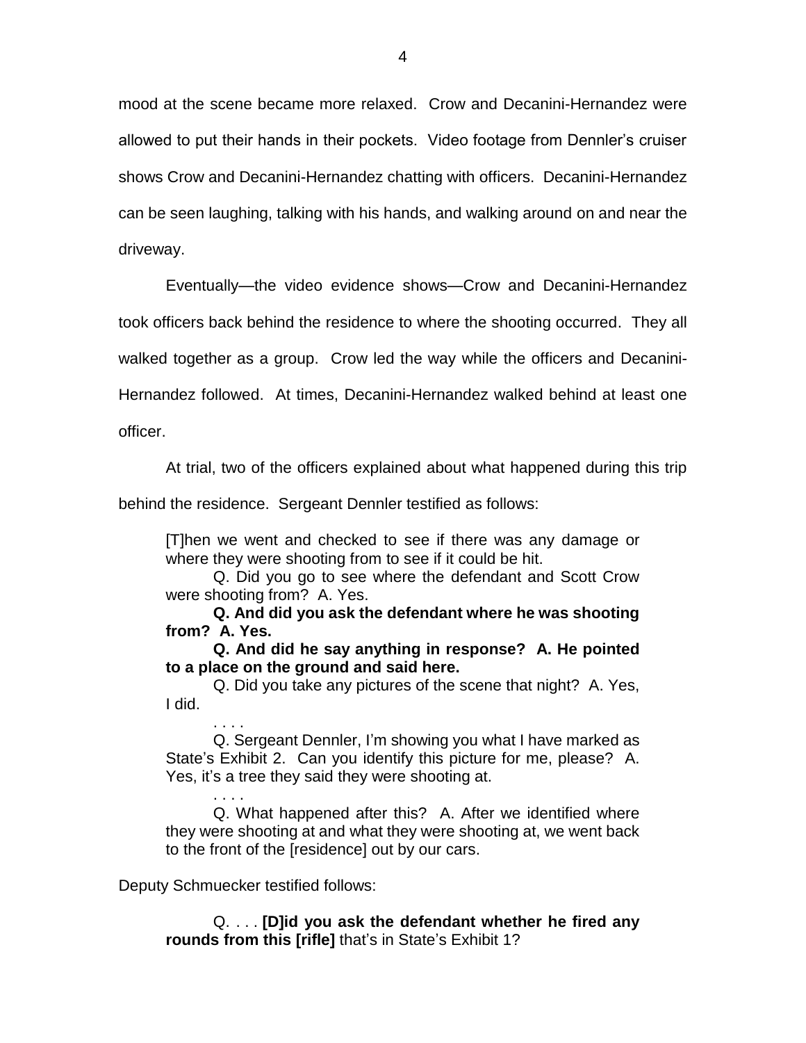mood at the scene became more relaxed. Crow and Decanini-Hernandez were allowed to put their hands in their pockets. Video footage from Dennler's cruiser shows Crow and Decanini-Hernandez chatting with officers. Decanini-Hernandez can be seen laughing, talking with his hands, and walking around on and near the driveway.

Eventually—the video evidence shows—Crow and Decanini-Hernandez took officers back behind the residence to where the shooting occurred. They all walked together as a group. Crow led the way while the officers and Decanini-Hernandez followed. At times, Decanini-Hernandez walked behind at least one officer.

At trial, two of the officers explained about what happened during this trip behind the residence. Sergeant Dennler testified as follows:

> [T]hen we went and checked to see if there was any damage or where they were shooting from to see if it could be hit.
>
> Q. Did you go to see where the defendant and Scott Crow were shooting from? A. Yes.
>
> **Q. And did you ask the defendant where he was shooting from? A. Yes.**
>
> **Q. And did he say anything in response? A. He pointed to a place on the ground and said here.**
>
> Q. Did you take any pictures of the scene that night? A. Yes, I did.
>
> . . . .
>
> Q. Sergeant Dennler, I'm showing you what I have marked as State's Exhibit 2. Can you identify this picture for me, please? A. Yes, it's a tree they said they were shooting at.
>
> . . . .
>
> Q. What happened after this? A. After we identified where they were shooting at and what they were shooting at, we went back to the front of the [residence] out by our cars.

Deputy Schmuecker testified follows:

> Q. . . . **[D]id you ask the defendant whether he fired any rounds from this [rifle]** that's in State's Exhibit 1?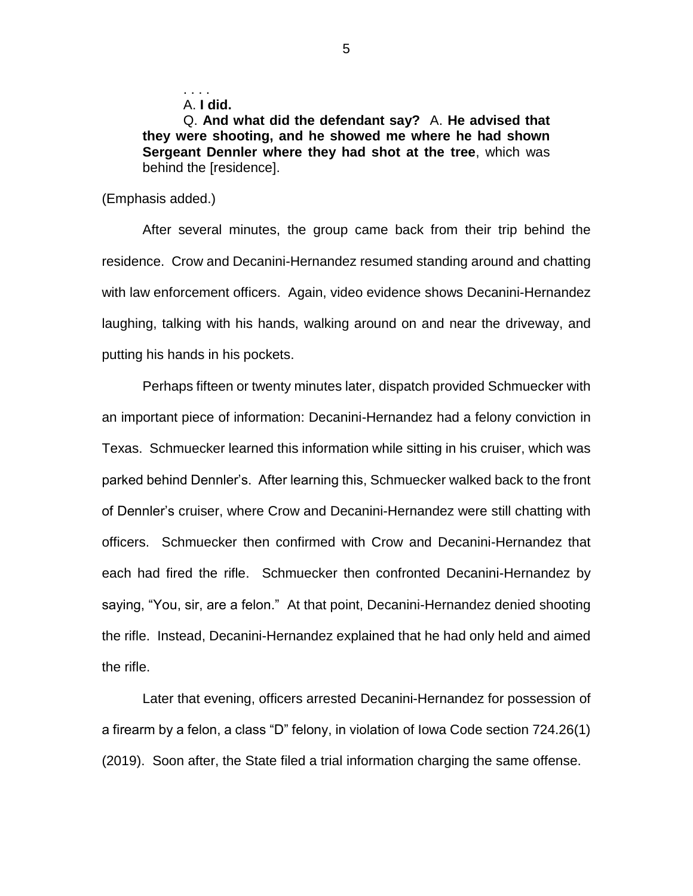> . . . .
>
> A. **I did.**
>
> Q. **And what did the defendant say?** A. **He advised that they were shooting, and he showed me where he had shown Sergeant Dennler where they had shot at the tree**, which was behind the [residence].

(Emphasis added.)

After several minutes, the group came back from their trip behind the residence. Crow and Decanini-Hernandez resumed standing around and chatting with law enforcement officers. Again, video evidence shows Decanini-Hernandez laughing, talking with his hands, walking around on and near the driveway, and putting his hands in his pockets.

Perhaps fifteen or twenty minutes later, dispatch provided Schmuecker with an important piece of information: Decanini-Hernandez had a felony conviction in Texas. Schmuecker learned this information while sitting in his cruiser, which was parked behind Dennler's. After learning this, Schmuecker walked back to the front of Dennler's cruiser, where Crow and Decanini-Hernandez were still chatting with officers. Schmuecker then confirmed with Crow and Decanini-Hernandez that each had fired the rifle. Schmuecker then confronted Decanini-Hernandez by saying, "You, sir, are a felon." At that point, Decanini-Hernandez denied shooting the rifle. Instead, Decanini-Hernandez explained that he had only held and aimed the rifle.

Later that evening, officers arrested Decanini-Hernandez for possession of a firearm by a felon, a class "D" felony, in violation of Iowa Code section 724.26(1) (2019). Soon after, the State filed a trial information charging the same offense.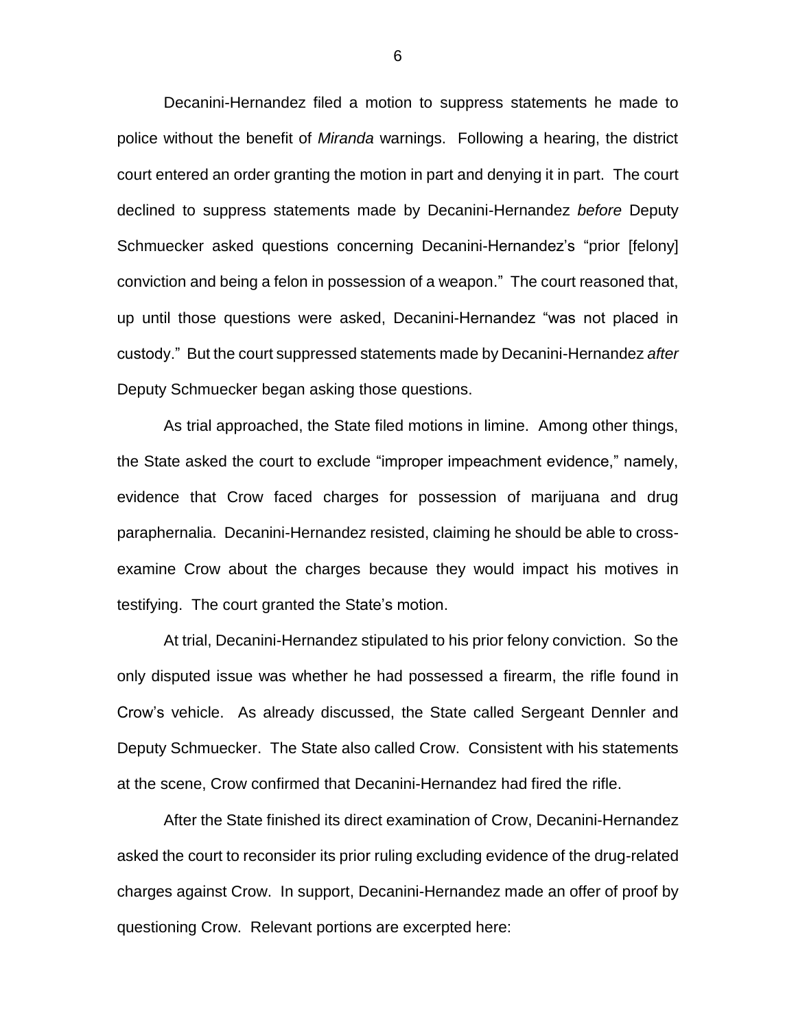Decanini-Hernandez filed a motion to suppress statements he made to police without the benefit of *Miranda* warnings. Following a hearing, the district court entered an order granting the motion in part and denying it in part. The court declined to suppress statements made by Decanini-Hernandez *before* Deputy Schmuecker asked questions concerning Decanini-Hernandez's "prior [felony] conviction and being a felon in possession of a weapon." The court reasoned that, up until those questions were asked, Decanini-Hernandez "was not placed in custody." But the court suppressed statements made by Decanini-Hernandez *after* Deputy Schmuecker began asking those questions.

As trial approached, the State filed motions in limine. Among other things, the State asked the court to exclude "improper impeachment evidence," namely, evidence that Crow faced charges for possession of marijuana and drug paraphernalia. Decanini-Hernandez resisted, claiming he should be able to cross-examine Crow about the charges because they would impact his motives in testifying. The court granted the State's motion.

At trial, Decanini-Hernandez stipulated to his prior felony conviction. So the only disputed issue was whether he had possessed a firearm, the rifle found in Crow's vehicle. As already discussed, the State called Sergeant Dennler and Deputy Schmuecker. The State also called Crow. Consistent with his statements at the scene, Crow confirmed that Decanini-Hernandez had fired the rifle.

After the State finished its direct examination of Crow, Decanini-Hernandez asked the court to reconsider its prior ruling excluding evidence of the drug-related charges against Crow. In support, Decanini-Hernandez made an offer of proof by questioning Crow. Relevant portions are excerpted here: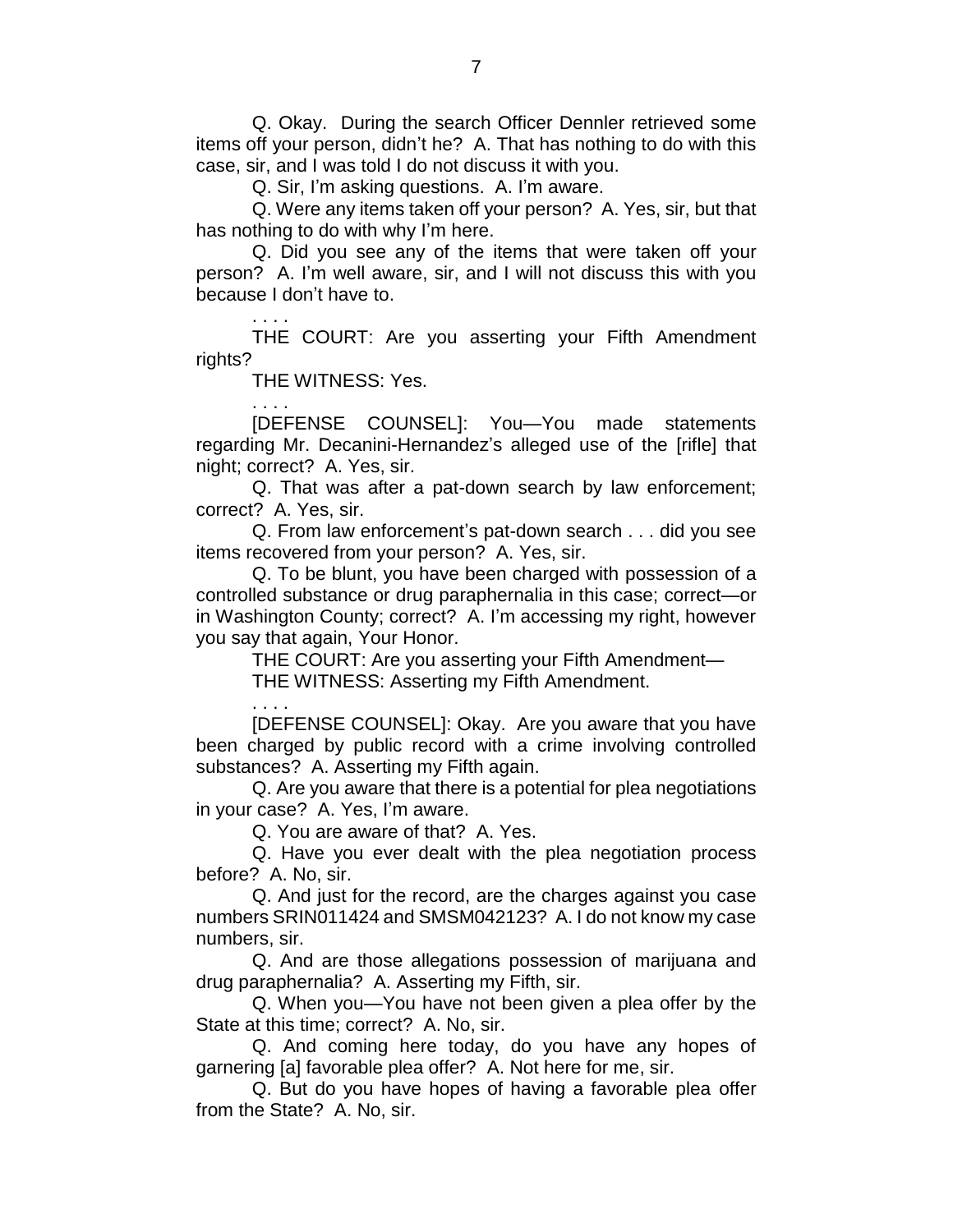Q. Okay. During the search Officer Dennler retrieved some items off your person, didn't he? A. That has nothing to do with this case, sir, and I was told I do not discuss it with you.

Q. Sir, I'm asking questions. A. I'm aware.

Q. Were any items taken off your person? A. Yes, sir, but that has nothing to do with why I'm here.

Q. Did you see any of the items that were taken off your person? A. I'm well aware, sir, and I will not discuss this with you because I don't have to.

. . . .

THE COURT: Are you asserting your Fifth Amendment rights?

THE WITNESS: Yes.

. . . .

[DEFENSE COUNSEL]: You—You made statements regarding Mr. Decanini-Hernandez's alleged use of the [rifle] that night; correct? A. Yes, sir.

Q. That was after a pat-down search by law enforcement; correct? A. Yes, sir.

Q. From law enforcement's pat-down search . . . did you see items recovered from your person? A. Yes, sir.

Q. To be blunt, you have been charged with possession of a controlled substance or drug paraphernalia in this case; correct—or in Washington County; correct? A. I'm accessing my right, however you say that again, Your Honor.

THE COURT: Are you asserting your Fifth Amendment—

THE WITNESS: Asserting my Fifth Amendment.

. . . .

[DEFENSE COUNSEL]: Okay. Are you aware that you have been charged by public record with a crime involving controlled substances? A. Asserting my Fifth again.

Q. Are you aware that there is a potential for plea negotiations in your case? A. Yes, I'm aware.

Q. You are aware of that? A. Yes.

Q. Have you ever dealt with the plea negotiation process before? A. No, sir.

Q. And just for the record, are the charges against you case numbers SRIN011424 and SMSM042123? A. I do not know my case numbers, sir.

Q. And are those allegations possession of marijuana and drug paraphernalia? A. Asserting my Fifth, sir.

Q. When you—You have not been given a plea offer by the State at this time; correct? A. No, sir.

Q. And coming here today, do you have any hopes of garnering [a] favorable plea offer? A. Not here for me, sir.

Q. But do you have hopes of having a favorable plea offer from the State? A. No, sir.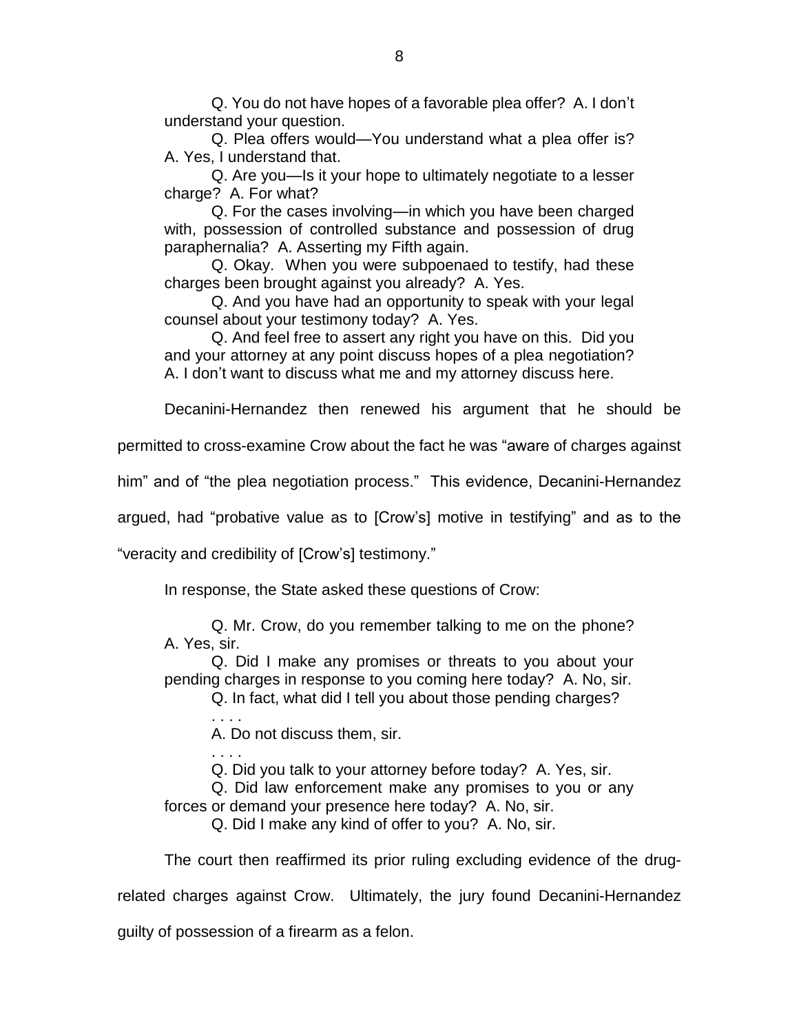Q. You do not have hopes of a favorable plea offer? A. I don't understand your question.

Q. Plea offers would—You understand what a plea offer is? A. Yes, I understand that.

Q. Are you—Is it your hope to ultimately negotiate to a lesser charge? A. For what?

Q. For the cases involving—in which you have been charged with, possession of controlled substance and possession of drug paraphernalia? A. Asserting my Fifth again.

Q. Okay. When you were subpoenaed to testify, had these charges been brought against you already? A. Yes.

Q. And you have had an opportunity to speak with your legal counsel about your testimony today? A. Yes.

Q. And feel free to assert any right you have on this. Did you and your attorney at any point discuss hopes of a plea negotiation? A. I don't want to discuss what me and my attorney discuss here.

Decanini-Hernandez then renewed his argument that he should be permitted to cross-examine Crow about the fact he was "aware of charges against him" and of "the plea negotiation process." This evidence, Decanini-Hernandez argued, had "probative value as to [Crow's] motive in testifying" and as to the "veracity and credibility of [Crow's] testimony."

In response, the State asked these questions of Crow:

Q. Mr. Crow, do you remember talking to me on the phone? A. Yes, sir.

Q. Did I make any promises or threats to you about your pending charges in response to you coming here today? A. No, sir.

Q. In fact, what did I tell you about those pending charges?

. . . .

A. Do not discuss them, sir.

. . . .

Q. Did you talk to your attorney before today? A. Yes, sir.

Q. Did law enforcement make any promises to you or any forces or demand your presence here today? A. No, sir.

Q. Did I make any kind of offer to you? A. No, sir.

The court then reaffirmed its prior ruling excluding evidence of the drug-related charges against Crow. Ultimately, the jury found Decanini-Hernandez guilty of possession of a firearm as a felon.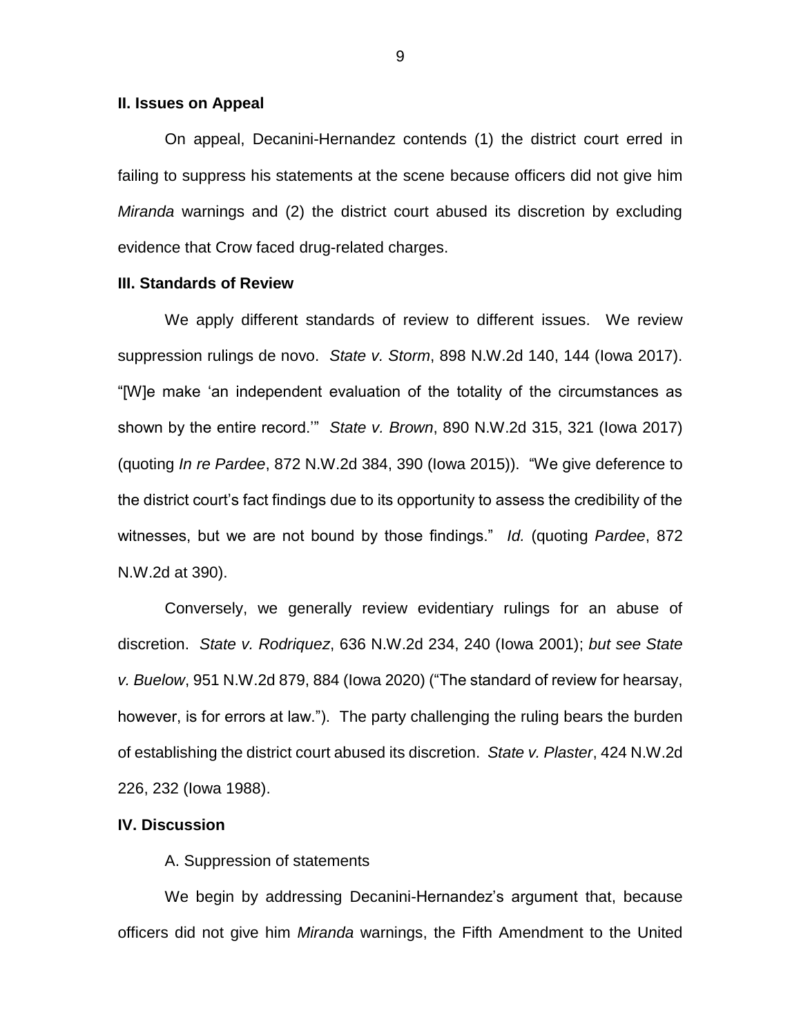**II. Issues on Appeal**

On appeal, Decanini-Hernandez contends (1) the district court erred in failing to suppress his statements at the scene because officers did not give him *Miranda* warnings and (2) the district court abused its discretion by excluding evidence that Crow faced drug-related charges.

**III. Standards of Review**

We apply different standards of review to different issues. We review suppression rulings de novo. *State v. Storm*, 898 N.W.2d 140, 144 (Iowa 2017). "[W]e make 'an independent evaluation of the totality of the circumstances as shown by the entire record.'" *State v. Brown*, 890 N.W.2d 315, 321 (Iowa 2017) (quoting *In re Pardee*, 872 N.W.2d 384, 390 (Iowa 2015)). "We give deference to the district court's fact findings due to its opportunity to assess the credibility of the witnesses, but we are not bound by those findings." *Id.* (quoting *Pardee*, 872 N.W.2d at 390).

Conversely, we generally review evidentiary rulings for an abuse of discretion. *State v. Rodriquez*, 636 N.W.2d 234, 240 (Iowa 2001); *but see State v. Buelow*, 951 N.W.2d 879, 884 (Iowa 2020) ("The standard of review for hearsay, however, is for errors at law."). The party challenging the ruling bears the burden of establishing the district court abused its discretion. *State v. Plaster*, 424 N.W.2d 226, 232 (Iowa 1988).

**IV. Discussion**

A. Suppression of statements

We begin by addressing Decanini-Hernandez's argument that, because officers did not give him *Miranda* warnings, the Fifth Amendment to the United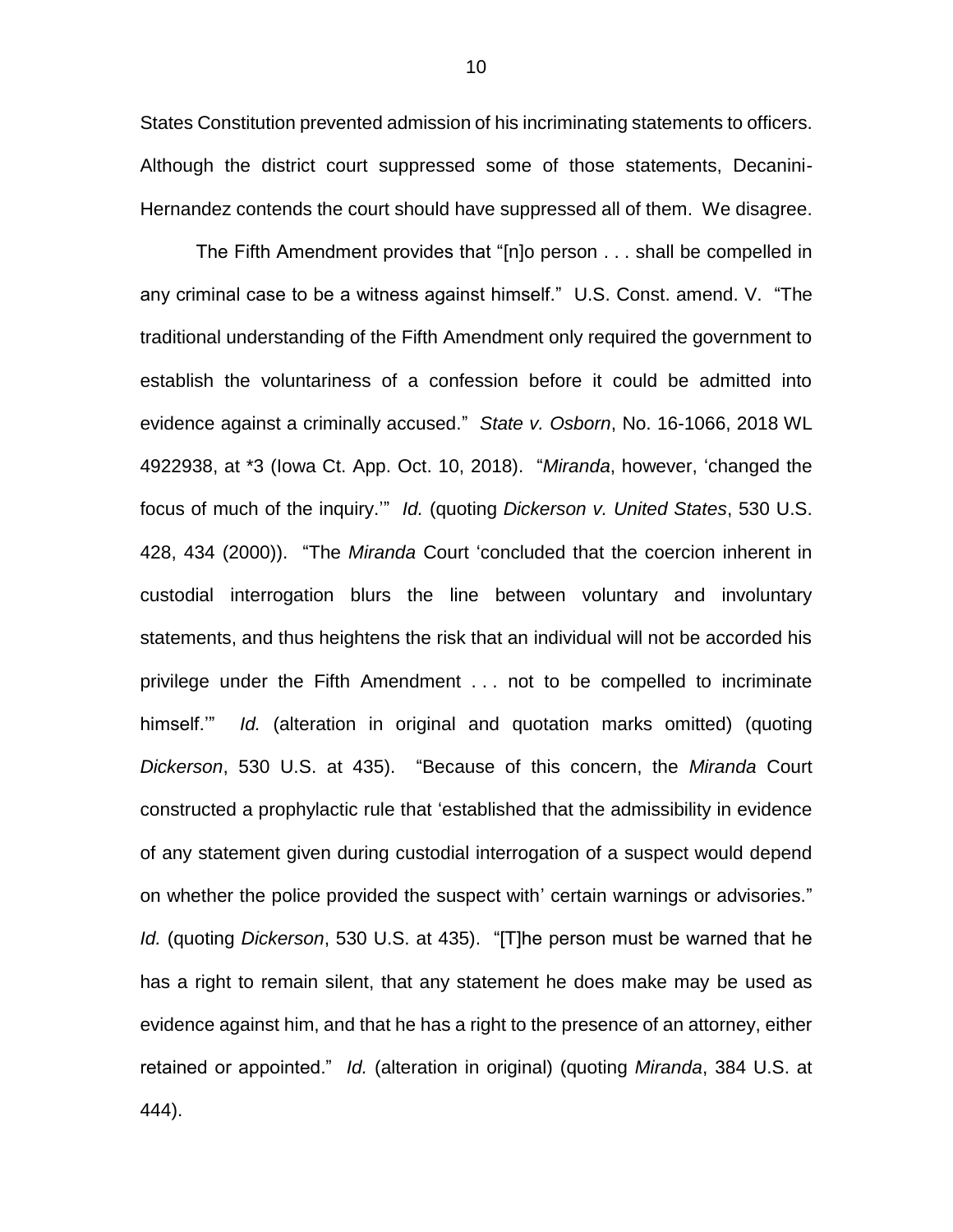States Constitution prevented admission of his incriminating statements to officers. Although the district court suppressed some of those statements, Decanini-Hernandez contends the court should have suppressed all of them. We disagree.

The Fifth Amendment provides that "[n]o person . . . shall be compelled in any criminal case to be a witness against himself." U.S. Const. amend. V. "The traditional understanding of the Fifth Amendment only required the government to establish the voluntariness of a confession before it could be admitted into evidence against a criminally accused." *State v. Osborn*, No. 16-1066, 2018 WL 4922938, at *3 (Iowa Ct. App. Oct. 10, 2018). "*Miranda*, however, 'changed the focus of much of the inquiry.'" *Id.* (quoting *Dickerson v. United States*, 530 U.S. 428, 434 (2000)). "The *Miranda* Court 'concluded that the coercion inherent in custodial interrogation blurs the line between voluntary and involuntary statements, and thus heightens the risk that an individual will not be accorded his privilege under the Fifth Amendment . . . not to be compelled to incriminate himself.'" *Id.* (alteration in original and quotation marks omitted) (quoting *Dickerson*, 530 U.S. at 435). "Because of this concern, the *Miranda* Court constructed a prophylactic rule that 'established that the admissibility in evidence of any statement given during custodial interrogation of a suspect would depend on whether the police provided the suspect with' certain warnings or advisories." *Id.* (quoting *Dickerson*, 530 U.S. at 435). "[T]he person must be warned that he has a right to remain silent, that any statement he does make may be used as evidence against him, and that he has a right to the presence of an attorney, either retained or appointed." *Id.* (alteration in original) (quoting *Miranda*, 384 U.S. at 444).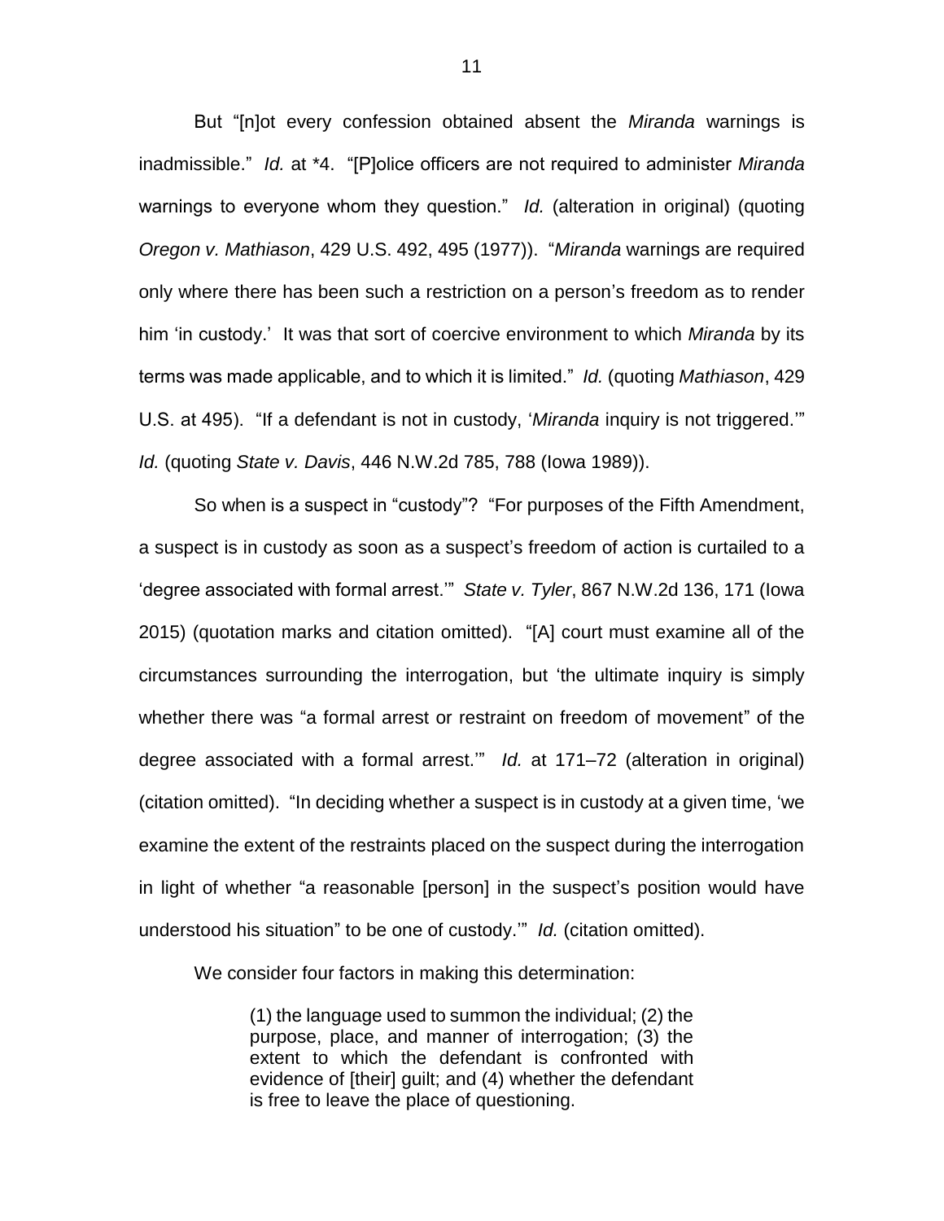But "[n]ot every confession obtained absent the *Miranda* warnings is inadmissible." *Id.* at *4. "[P]olice officers are not required to administer *Miranda* warnings to everyone whom they question." *Id.* (alteration in original) (quoting *Oregon v. Mathiason*, 429 U.S. 492, 495 (1977)). "*Miranda* warnings are required only where there has been such a restriction on a person's freedom as to render him 'in custody.' It was that sort of coercive environment to which *Miranda* by its terms was made applicable, and to which it is limited." *Id.* (quoting *Mathiason*, 429 U.S. at 495). "If a defendant is not in custody, '*Miranda* inquiry is not triggered.'" *Id.* (quoting *State v. Davis*, 446 N.W.2d 785, 788 (Iowa 1989)).

So when is a suspect in "custody"? "For purposes of the Fifth Amendment, a suspect is in custody as soon as a suspect's freedom of action is curtailed to a 'degree associated with formal arrest.'" *State v. Tyler*, 867 N.W.2d 136, 171 (Iowa 2015) (quotation marks and citation omitted). "[A] court must examine all of the circumstances surrounding the interrogation, but 'the ultimate inquiry is simply whether there was "a formal arrest or restraint on freedom of movement" of the degree associated with a formal arrest.'" *Id.* at 171–72 (alteration in original) (citation omitted). "In deciding whether a suspect is in custody at a given time, 'we examine the extent of the restraints placed on the suspect during the interrogation in light of whether "a reasonable [person] in the suspect's position would have understood his situation" to be one of custody.'" *Id.* (citation omitted).

We consider four factors in making this determination:

> (1) the language used to summon the individual; (2) the purpose, place, and manner of interrogation; (3) the extent to which the defendant is confronted with evidence of [their] guilt; and (4) whether the defendant is free to leave the place of questioning.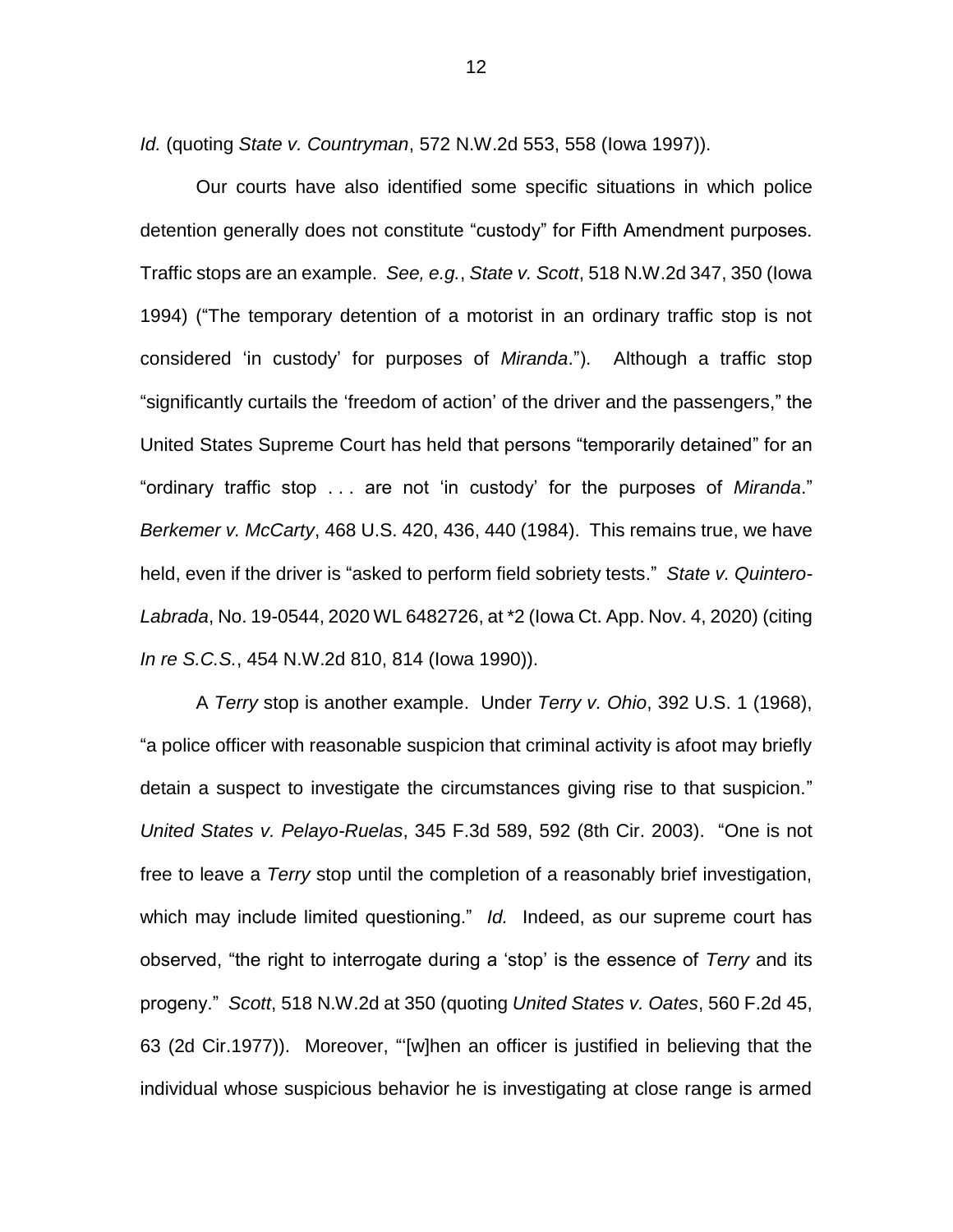*Id.* (quoting *State v. Countryman*, 572 N.W.2d 553, 558 (Iowa 1997)).

Our courts have also identified some specific situations in which police detention generally does not constitute "custody" for Fifth Amendment purposes. Traffic stops are an example. *See, e.g.*, *State v. Scott*, 518 N.W.2d 347, 350 (Iowa 1994) ("The temporary detention of a motorist in an ordinary traffic stop is not considered 'in custody' for purposes of *Miranda*."). Although a traffic stop "significantly curtails the 'freedom of action' of the driver and the passengers," the United States Supreme Court has held that persons "temporarily detained" for an "ordinary traffic stop . . . are not 'in custody' for the purposes of *Miranda*." *Berkemer v. McCarty*, 468 U.S. 420, 436, 440 (1984). This remains true, we have held, even if the driver is "asked to perform field sobriety tests." *State v. Quintero-Labrada*, No. 19-0544, 2020 WL 6482726, at *2 (Iowa Ct. App. Nov. 4, 2020) (citing *In re S.C.S.*, 454 N.W.2d 810, 814 (Iowa 1990)).

A *Terry* stop is another example. Under *Terry v. Ohio*, 392 U.S. 1 (1968), "a police officer with reasonable suspicion that criminal activity is afoot may briefly detain a suspect to investigate the circumstances giving rise to that suspicion." *United States v. Pelayo-Ruelas*, 345 F.3d 589, 592 (8th Cir. 2003). "One is not free to leave a *Terry* stop until the completion of a reasonably brief investigation, which may include limited questioning." *Id.* Indeed, as our supreme court has observed, "the right to interrogate during a 'stop' is the essence of *Terry* and its progeny." *Scott*, 518 N.W.2d at 350 (quoting *United States v. Oates*, 560 F.2d 45, 63 (2d Cir.1977)). Moreover, "'[w]hen an officer is justified in believing that the individual whose suspicious behavior he is investigating at close range is armed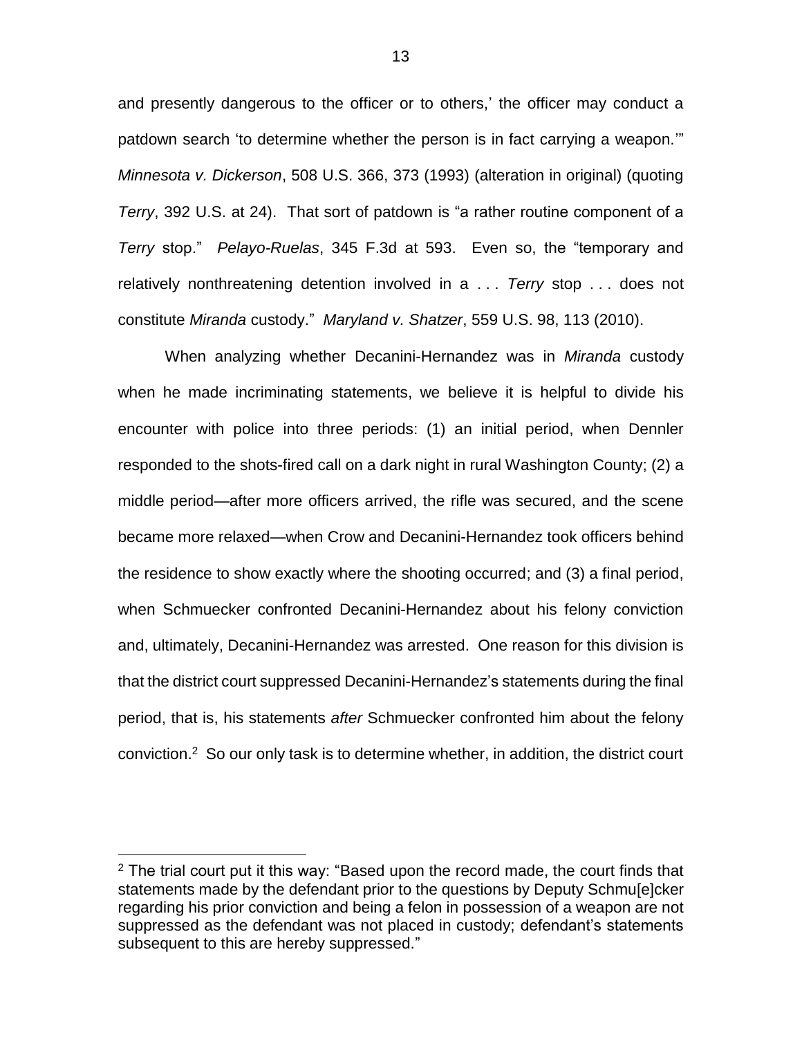and presently dangerous to the officer or to others,' the officer may conduct a patdown search 'to determine whether the person is in fact carrying a weapon.'" *Minnesota v. Dickerson*, 508 U.S. 366, 373 (1993) (alteration in original) (quoting *Terry*, 392 U.S. at 24). That sort of patdown is "a rather routine component of a *Terry* stop." *Pelayo-Ruelas*, 345 F.3d at 593. Even so, the "temporary and relatively nonthreatening detention involved in a . . . *Terry* stop . . . does not constitute *Miranda* custody." *Maryland v. Shatzer*, 559 U.S. 98, 113 (2010).

When analyzing whether Decanini-Hernandez was in *Miranda* custody when he made incriminating statements, we believe it is helpful to divide his encounter with police into three periods: (1) an initial period, when Dennler responded to the shots-fired call on a dark night in rural Washington County; (2) a middle period—after more officers arrived, the rifle was secured, and the scene became more relaxed—when Crow and Decanini-Hernandez took officers behind the residence to show exactly where the shooting occurred; and (3) a final period, when Schmuecker confronted Decanini-Hernandez about his felony conviction and, ultimately, Decanini-Hernandez was arrested. One reason for this division is that the district court suppressed Decanini-Hernandez's statements during the final period, that is, his statements *after* Schmuecker confronted him about the felony conviction.[2] So our only task is to determine whether, in addition, the district court

[2] The trial court put it this way: "Based upon the record made, the court finds that statements made by the defendant prior to the questions by Deputy Schmu[e]cker regarding his prior conviction and being a felon in possession of a weapon are not suppressed as the defendant was not placed in custody; defendant's statements subsequent to this are hereby suppressed."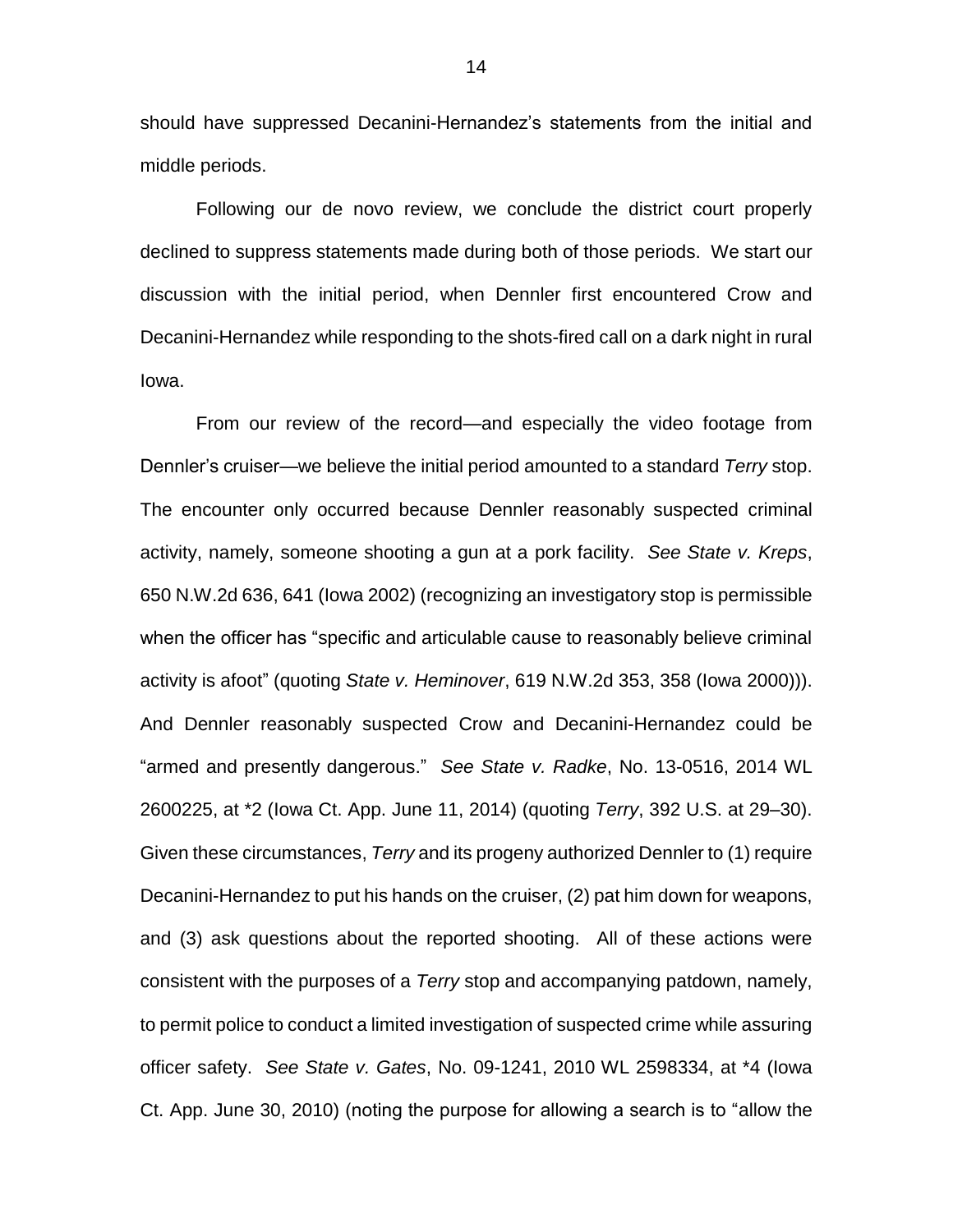should have suppressed Decanini-Hernandez's statements from the initial and middle periods.

Following our de novo review, we conclude the district court properly declined to suppress statements made during both of those periods. We start our discussion with the initial period, when Dennler first encountered Crow and Decanini-Hernandez while responding to the shots-fired call on a dark night in rural Iowa.

From our review of the record—and especially the video footage from Dennler's cruiser—we believe the initial period amounted to a standard *Terry* stop. The encounter only occurred because Dennler reasonably suspected criminal activity, namely, someone shooting a gun at a pork facility. *See State v. Kreps*, 650 N.W.2d 636, 641 (Iowa 2002) (recognizing an investigatory stop is permissible when the officer has "specific and articulable cause to reasonably believe criminal activity is afoot" (quoting *State v. Heminover*, 619 N.W.2d 353, 358 (Iowa 2000))). And Dennler reasonably suspected Crow and Decanini-Hernandez could be "armed and presently dangerous." *See State v. Radke*, No. 13-0516, 2014 WL 2600225, at *2 (Iowa Ct. App. June 11, 2014) (quoting *Terry*, 392 U.S. at 29–30). Given these circumstances, *Terry* and its progeny authorized Dennler to (1) require Decanini-Hernandez to put his hands on the cruiser, (2) pat him down for weapons, and (3) ask questions about the reported shooting. All of these actions were consistent with the purposes of a *Terry* stop and accompanying patdown, namely, to permit police to conduct a limited investigation of suspected crime while assuring officer safety. *See State v. Gates*, No. 09-1241, 2010 WL 2598334, at *4 (Iowa Ct. App. June 30, 2010) (noting the purpose for allowing a search is to "allow the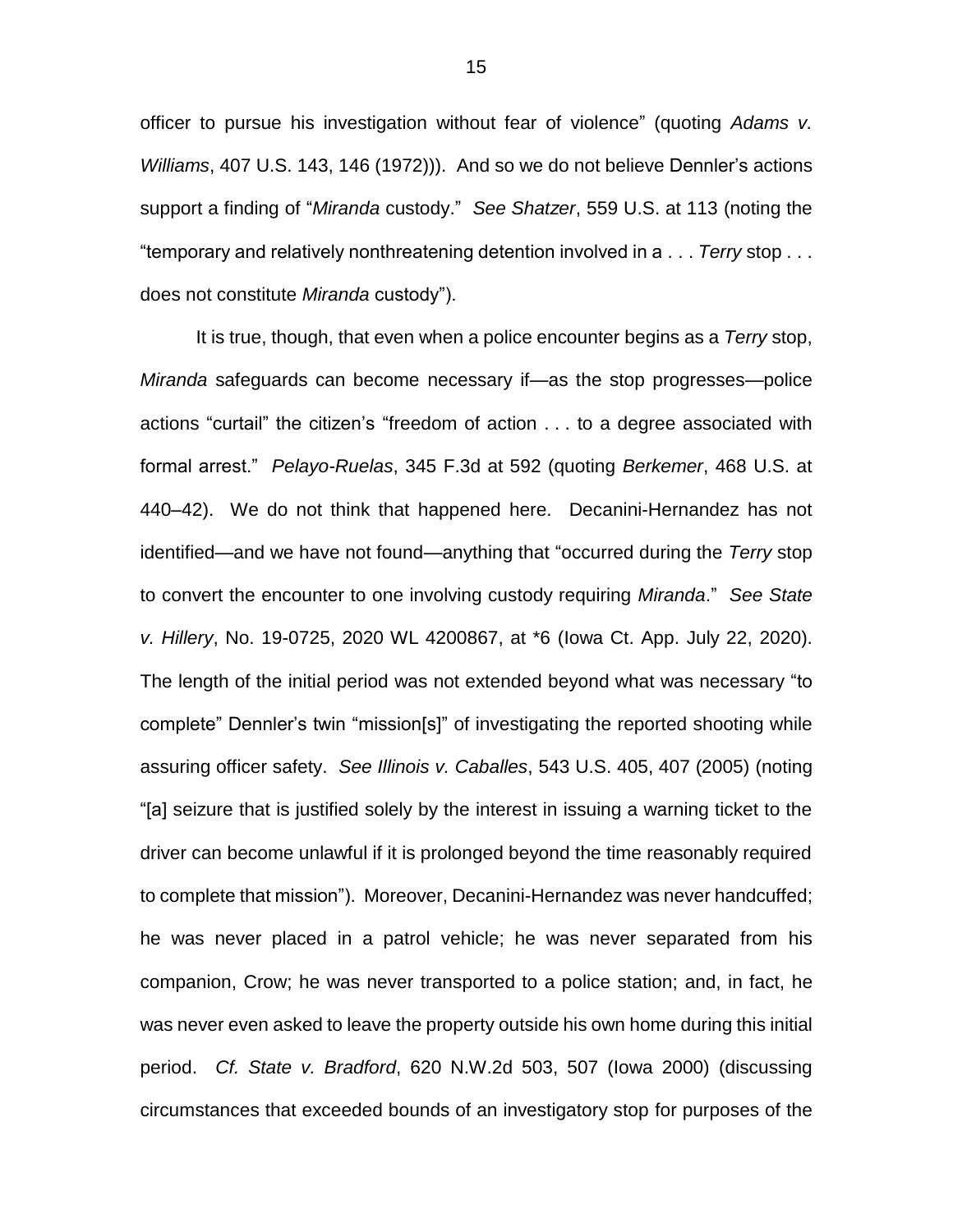officer to pursue his investigation without fear of violence" (quoting *Adams v. Williams*, 407 U.S. 143, 146 (1972))). And so we do not believe Dennler's actions support a finding of "*Miranda* custody." *See Shatzer*, 559 U.S. at 113 (noting the "temporary and relatively nonthreatening detention involved in a . . . *Terry* stop . . . does not constitute *Miranda* custody").

It is true, though, that even when a police encounter begins as a *Terry* stop, *Miranda* safeguards can become necessary if—as the stop progresses—police actions "curtail" the citizen's "freedom of action . . . to a degree associated with formal arrest." *Pelayo-Ruelas*, 345 F.3d at 592 (quoting *Berkemer*, 468 U.S. at 440–42). We do not think that happened here. Decanini-Hernandez has not identified—and we have not found—anything that "occurred during the *Terry* stop to convert the encounter to one involving custody requiring *Miranda*." *See State v. Hillery*, No. 19-0725, 2020 WL 4200867, at *6 (Iowa Ct. App. July 22, 2020). The length of the initial period was not extended beyond what was necessary "to complete" Dennler's twin "mission[s]" of investigating the reported shooting while assuring officer safety. *See Illinois v. Caballes*, 543 U.S. 405, 407 (2005) (noting "[a] seizure that is justified solely by the interest in issuing a warning ticket to the driver can become unlawful if it is prolonged beyond the time reasonably required to complete that mission"). Moreover, Decanini-Hernandez was never handcuffed; he was never placed in a patrol vehicle; he was never separated from his companion, Crow; he was never transported to a police station; and, in fact, he was never even asked to leave the property outside his own home during this initial period. *Cf. State v. Bradford*, 620 N.W.2d 503, 507 (Iowa 2000) (discussing circumstances that exceeded bounds of an investigatory stop for purposes of the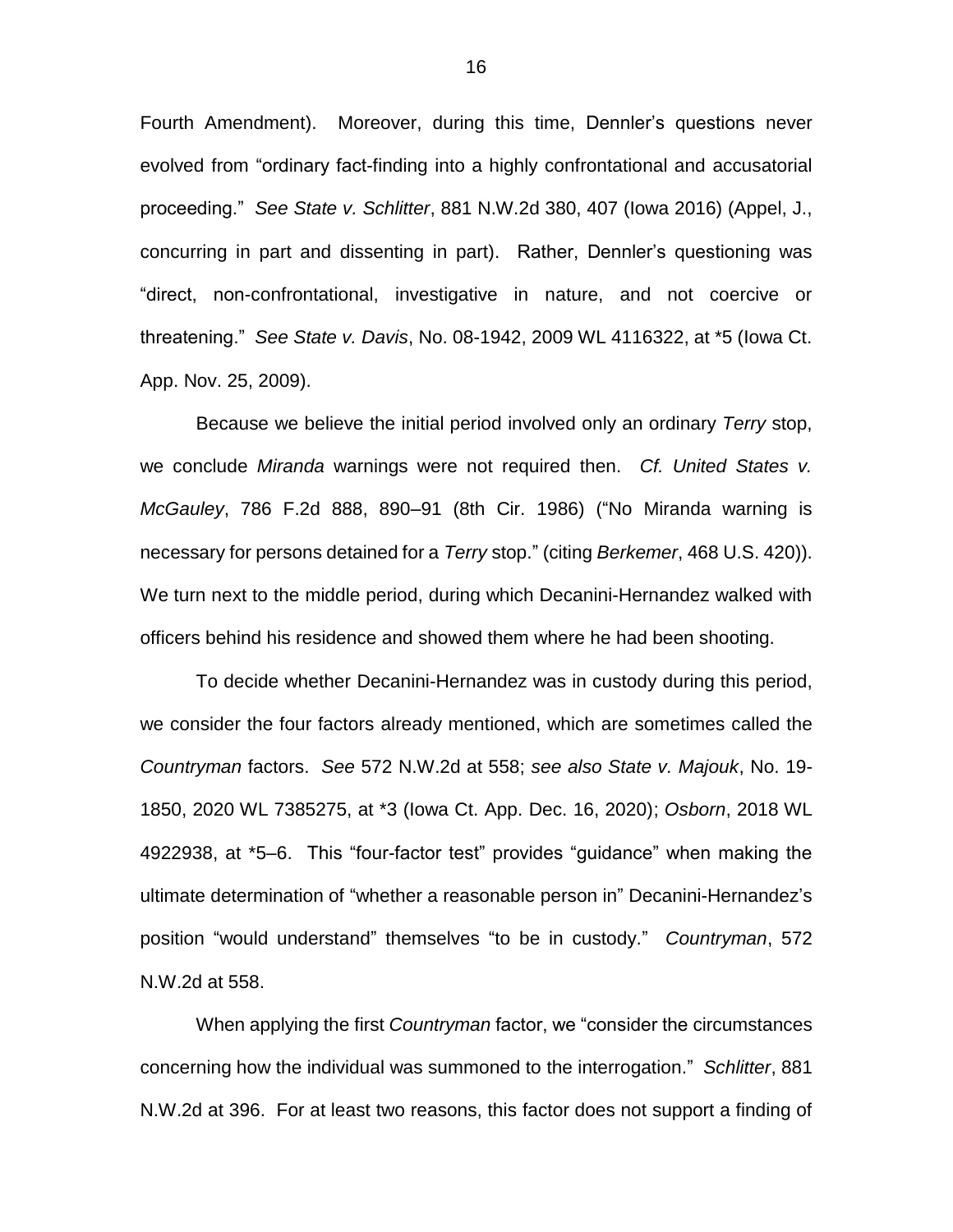Fourth Amendment). Moreover, during this time, Dennler's questions never evolved from "ordinary fact-finding into a highly confrontational and accusatorial proceeding." *See State v. Schlitter*, 881 N.W.2d 380, 407 (Iowa 2016) (Appel, J., concurring in part and dissenting in part). Rather, Dennler's questioning was "direct, non-confrontational, investigative in nature, and not coercive or threatening." *See State v. Davis*, No. 08-1942, 2009 WL 4116322, at *5 (Iowa Ct. App. Nov. 25, 2009).

Because we believe the initial period involved only an ordinary *Terry* stop, we conclude *Miranda* warnings were not required then. *Cf. United States v. McGauley*, 786 F.2d 888, 890–91 (8th Cir. 1986) ("No Miranda warning is necessary for persons detained for a *Terry* stop." (citing *Berkemer*, 468 U.S. 420)). We turn next to the middle period, during which Decanini-Hernandez walked with officers behind his residence and showed them where he had been shooting.

To decide whether Decanini-Hernandez was in custody during this period, we consider the four factors already mentioned, which are sometimes called the *Countryman* factors. *See* 572 N.W.2d at 558; *see also State v. Majouk*, No. 19-1850, 2020 WL 7385275, at *3 (Iowa Ct. App. Dec. 16, 2020); *Osborn*, 2018 WL 4922938, at *5–6. This "four-factor test" provides "guidance" when making the ultimate determination of "whether a reasonable person in" Decanini-Hernandez's position "would understand" themselves "to be in custody." *Countryman*, 572 N.W.2d at 558.

When applying the first *Countryman* factor, we "consider the circumstances concerning how the individual was summoned to the interrogation." *Schlitter*, 881 N.W.2d at 396. For at least two reasons, this factor does not support a finding of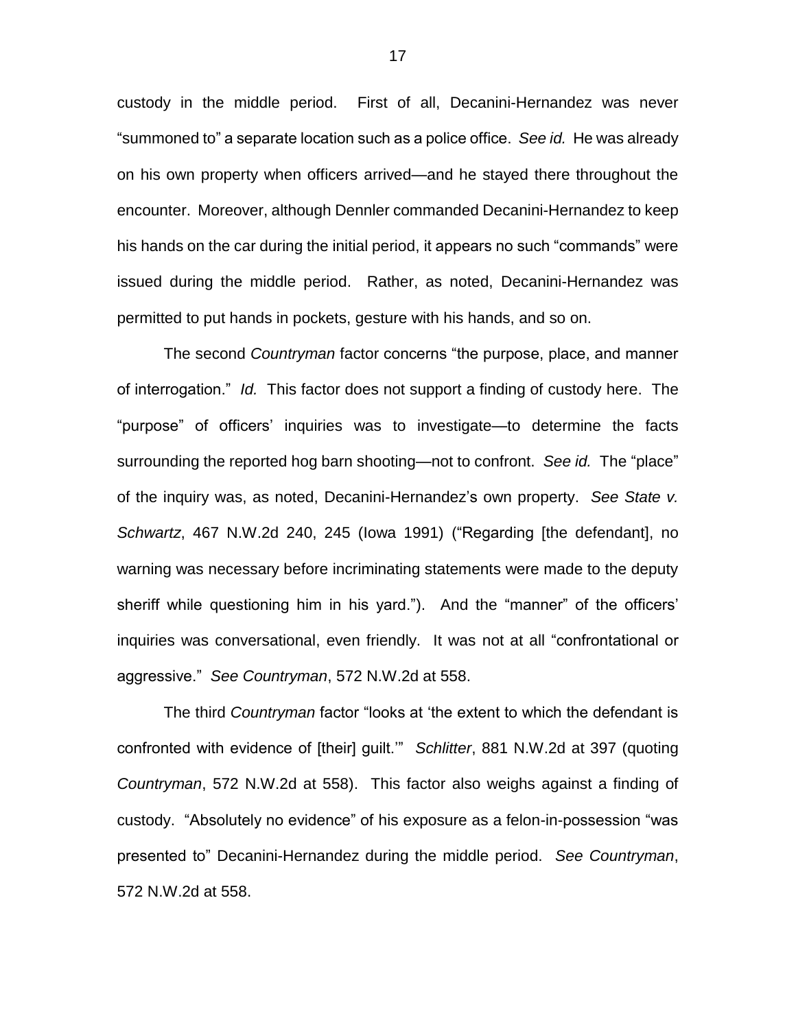custody in the middle period. First of all, Decanini-Hernandez was never "summoned to" a separate location such as a police office. *See id.* He was already on his own property when officers arrived—and he stayed there throughout the encounter. Moreover, although Dennler commanded Decanini-Hernandez to keep his hands on the car during the initial period, it appears no such "commands" were issued during the middle period. Rather, as noted, Decanini-Hernandez was permitted to put hands in pockets, gesture with his hands, and so on.

The second *Countryman* factor concerns "the purpose, place, and manner of interrogation." *Id.* This factor does not support a finding of custody here. The "purpose" of officers' inquiries was to investigate—to determine the facts surrounding the reported hog barn shooting—not to confront. *See id.* The "place" of the inquiry was, as noted, Decanini-Hernandez's own property. *See State v. Schwartz*, 467 N.W.2d 240, 245 (Iowa 1991) ("Regarding [the defendant], no warning was necessary before incriminating statements were made to the deputy sheriff while questioning him in his yard."). And the "manner" of the officers' inquiries was conversational, even friendly. It was not at all "confrontational or aggressive." *See Countryman*, 572 N.W.2d at 558.

The third *Countryman* factor "looks at 'the extent to which the defendant is confronted with evidence of [their] guilt.'" *Schlitter*, 881 N.W.2d at 397 (quoting *Countryman*, 572 N.W.2d at 558). This factor also weighs against a finding of custody. "Absolutely no evidence" of his exposure as a felon-in-possession "was presented to" Decanini-Hernandez during the middle period. *See Countryman*, 572 N.W.2d at 558.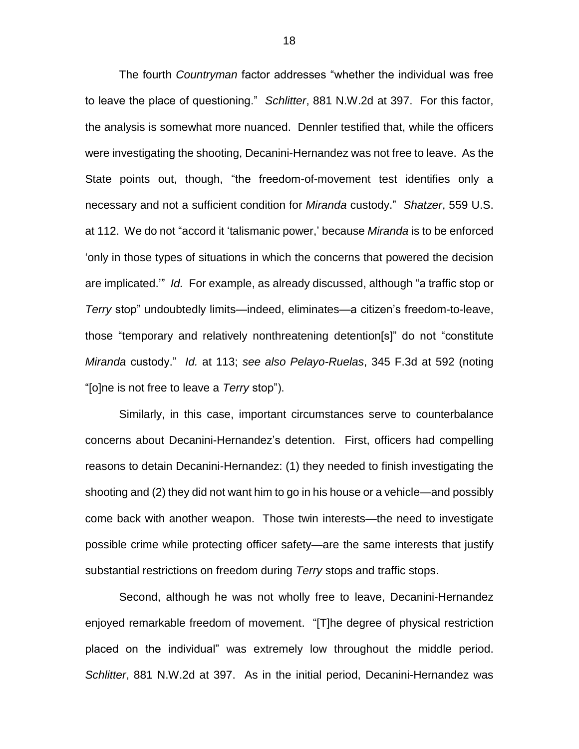The fourth *Countryman* factor addresses "whether the individual was free to leave the place of questioning." *Schlitter*, 881 N.W.2d at 397. For this factor, the analysis is somewhat more nuanced. Dennler testified that, while the officers were investigating the shooting, Decanini-Hernandez was not free to leave. As the State points out, though, "the freedom-of-movement test identifies only a necessary and not a sufficient condition for *Miranda* custody." *Shatzer*, 559 U.S. at 112. We do not "accord it 'talismanic power,' because *Miranda* is to be enforced 'only in those types of situations in which the concerns that powered the decision are implicated.'" *Id.* For example, as already discussed, although "a traffic stop or *Terry* stop" undoubtedly limits—indeed, eliminates—a citizen's freedom-to-leave, those "temporary and relatively nonthreatening detention[s]" do not "constitute *Miranda* custody." *Id.* at 113; *see also Pelayo-Ruelas*, 345 F.3d at 592 (noting "[o]ne is not free to leave a *Terry* stop").

Similarly, in this case, important circumstances serve to counterbalance concerns about Decanini-Hernandez's detention. First, officers had compelling reasons to detain Decanini-Hernandez: (1) they needed to finish investigating the shooting and (2) they did not want him to go in his house or a vehicle—and possibly come back with another weapon. Those twin interests—the need to investigate possible crime while protecting officer safety—are the same interests that justify substantial restrictions on freedom during *Terry* stops and traffic stops.

Second, although he was not wholly free to leave, Decanini-Hernandez enjoyed remarkable freedom of movement. "[T]he degree of physical restriction placed on the individual" was extremely low throughout the middle period. *Schlitter*, 881 N.W.2d at 397. As in the initial period, Decanini-Hernandez was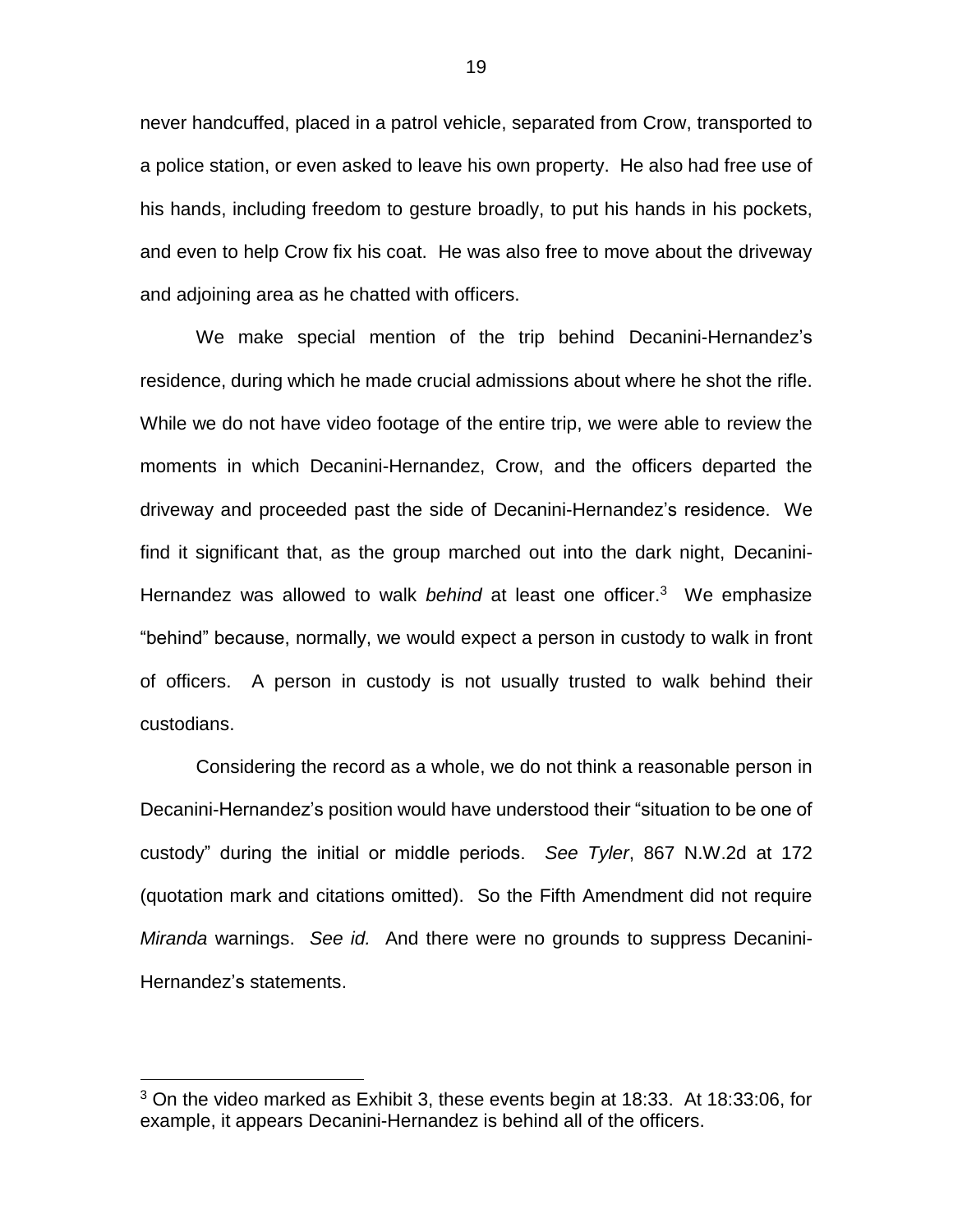never handcuffed, placed in a patrol vehicle, separated from Crow, transported to a police station, or even asked to leave his own property. He also had free use of his hands, including freedom to gesture broadly, to put his hands in his pockets, and even to help Crow fix his coat. He was also free to move about the driveway and adjoining area as he chatted with officers.

We make special mention of the trip behind Decanini-Hernandez's residence, during which he made crucial admissions about where he shot the rifle. While we do not have video footage of the entire trip, we were able to review the moments in which Decanini-Hernandez, Crow, and the officers departed the driveway and proceeded past the side of Decanini-Hernandez's residence. We find it significant that, as the group marched out into the dark night, Decanini-Hernandez was allowed to walk *behind* at least one officer.[3] We emphasize "behind" because, normally, we would expect a person in custody to walk in front of officers. A person in custody is not usually trusted to walk behind their custodians.

Considering the record as a whole, we do not think a reasonable person in Decanini-Hernandez's position would have understood their "situation to be one of custody" during the initial or middle periods. *See Tyler*, 867 N.W.2d at 172 (quotation mark and citations omitted). So the Fifth Amendment did not require *Miranda* warnings. *See id.* And there were no grounds to suppress Decanini-Hernandez's statements.

---

[3] On the video marked as Exhibit 3, these events begin at 18:33. At 18:33:06, for example, it appears Decanini-Hernandez is behind all of the officers.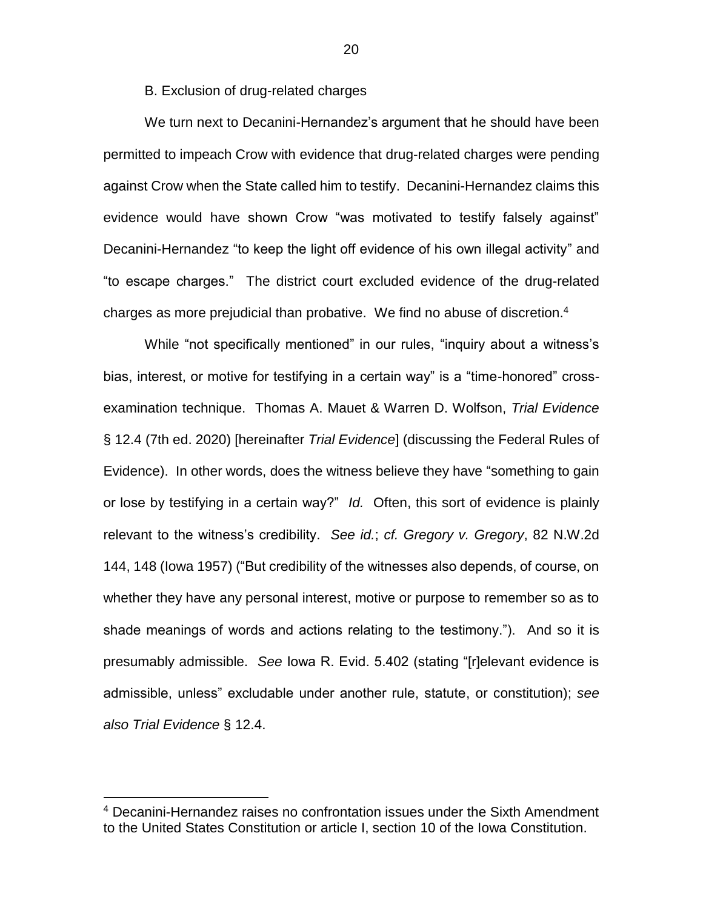B. Exclusion of drug-related charges

We turn next to Decanini-Hernandez's argument that he should have been permitted to impeach Crow with evidence that drug-related charges were pending against Crow when the State called him to testify. Decanini-Hernandez claims this evidence would have shown Crow "was motivated to testify falsely against" Decanini-Hernandez "to keep the light off evidence of his own illegal activity" and "to escape charges." The district court excluded evidence of the drug-related charges as more prejudicial than probative. We find no abuse of discretion.[4]

While "not specifically mentioned" in our rules, "inquiry about a witness's bias, interest, or motive for testifying in a certain way" is a "time-honored" cross-examination technique. Thomas A. Mauet & Warren D. Wolfson, *Trial Evidence* § 12.4 (7th ed. 2020) [hereinafter *Trial Evidence*] (discussing the Federal Rules of Evidence). In other words, does the witness believe they have "something to gain or lose by testifying in a certain way?" *Id.* Often, this sort of evidence is plainly relevant to the witness's credibility. *See id.*; *cf. Gregory v. Gregory*, 82 N.W.2d 144, 148 (Iowa 1957) ("But credibility of the witnesses also depends, of course, on whether they have any personal interest, motive or purpose to remember so as to shade meanings of words and actions relating to the testimony."). And so it is presumably admissible. *See* Iowa R. Evid. 5.402 (stating "[r]elevant evidence is admissible, unless" excludable under another rule, statute, or constitution); *see also Trial Evidence* § 12.4.

---

[4] Decanini-Hernandez raises no confrontation issues under the Sixth Amendment to the United States Constitution or article I, section 10 of the Iowa Constitution.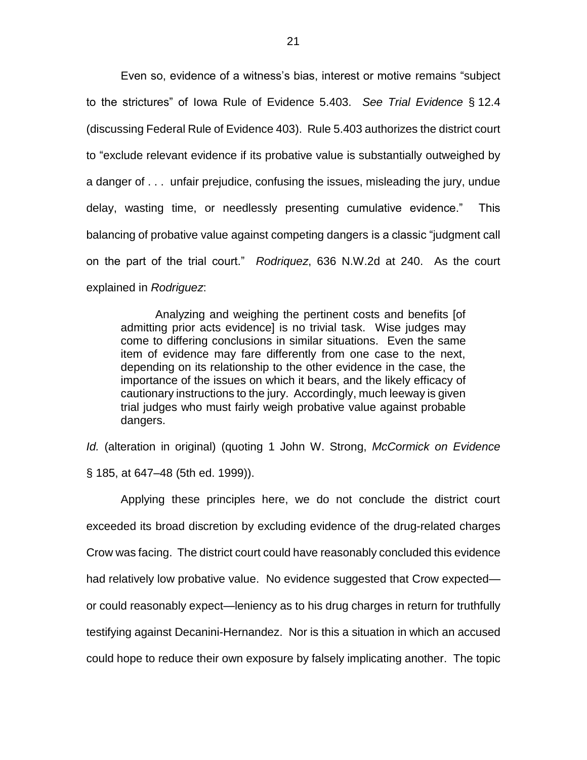Even so, evidence of a witness's bias, interest or motive remains "subject to the strictures" of Iowa Rule of Evidence 5.403. *See Trial Evidence* § 12.4 (discussing Federal Rule of Evidence 403). Rule 5.403 authorizes the district court to "exclude relevant evidence if its probative value is substantially outweighed by a danger of . . . unfair prejudice, confusing the issues, misleading the jury, undue delay, wasting time, or needlessly presenting cumulative evidence." This balancing of probative value against competing dangers is a classic "judgment call on the part of the trial court." *Rodriquez*, 636 N.W.2d at 240. As the court explained in *Rodriguez*:

> Analyzing and weighing the pertinent costs and benefits [of admitting prior acts evidence] is no trivial task. Wise judges may come to differing conclusions in similar situations. Even the same item of evidence may fare differently from one case to the next, depending on its relationship to the other evidence in the case, the importance of the issues on which it bears, and the likely efficacy of cautionary instructions to the jury. Accordingly, much leeway is given trial judges who must fairly weigh probative value against probable dangers.

*Id.* (alteration in original) (quoting 1 John W. Strong, *McCormick on Evidence* § 185, at 647–48 (5th ed. 1999)).

Applying these principles here, we do not conclude the district court exceeded its broad discretion by excluding evidence of the drug-related charges Crow was facing. The district court could have reasonably concluded this evidence had relatively low probative value. No evidence suggested that Crow expected—or could reasonably expect—leniency as to his drug charges in return for truthfully testifying against Decanini-Hernandez. Nor is this a situation in which an accused could hope to reduce their own exposure by falsely implicating another. The topic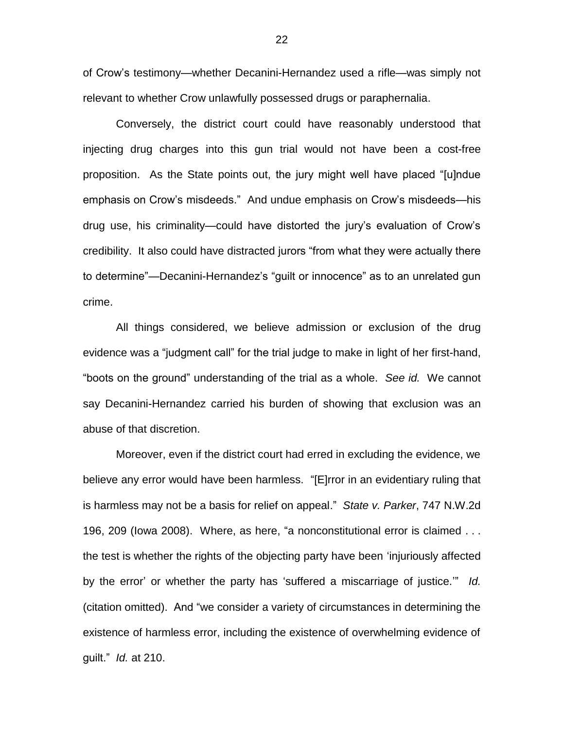of Crow's testimony—whether Decanini-Hernandez used a rifle—was simply not relevant to whether Crow unlawfully possessed drugs or paraphernalia.

Conversely, the district court could have reasonably understood that injecting drug charges into this gun trial would not have been a cost-free proposition. As the State points out, the jury might well have placed "[u]ndue emphasis on Crow's misdeeds." And undue emphasis on Crow's misdeeds—his drug use, his criminality—could have distorted the jury's evaluation of Crow's credibility. It also could have distracted jurors "from what they were actually there to determine"—Decanini-Hernandez's "guilt or innocence" as to an unrelated gun crime.

All things considered, we believe admission or exclusion of the drug evidence was a "judgment call" for the trial judge to make in light of her first-hand, "boots on the ground" understanding of the trial as a whole. *See id.* We cannot say Decanini-Hernandez carried his burden of showing that exclusion was an abuse of that discretion.

Moreover, even if the district court had erred in excluding the evidence, we believe any error would have been harmless. "[E]rror in an evidentiary ruling that is harmless may not be a basis for relief on appeal." *State v. Parker*, 747 N.W.2d 196, 209 (Iowa 2008). Where, as here, "a nonconstitutional error is claimed . . . the test is whether the rights of the objecting party have been 'injuriously affected by the error' or whether the party has 'suffered a miscarriage of justice.'" *Id.* (citation omitted). And "we consider a variety of circumstances in determining the existence of harmless error, including the existence of overwhelming evidence of guilt." *Id.* at 210.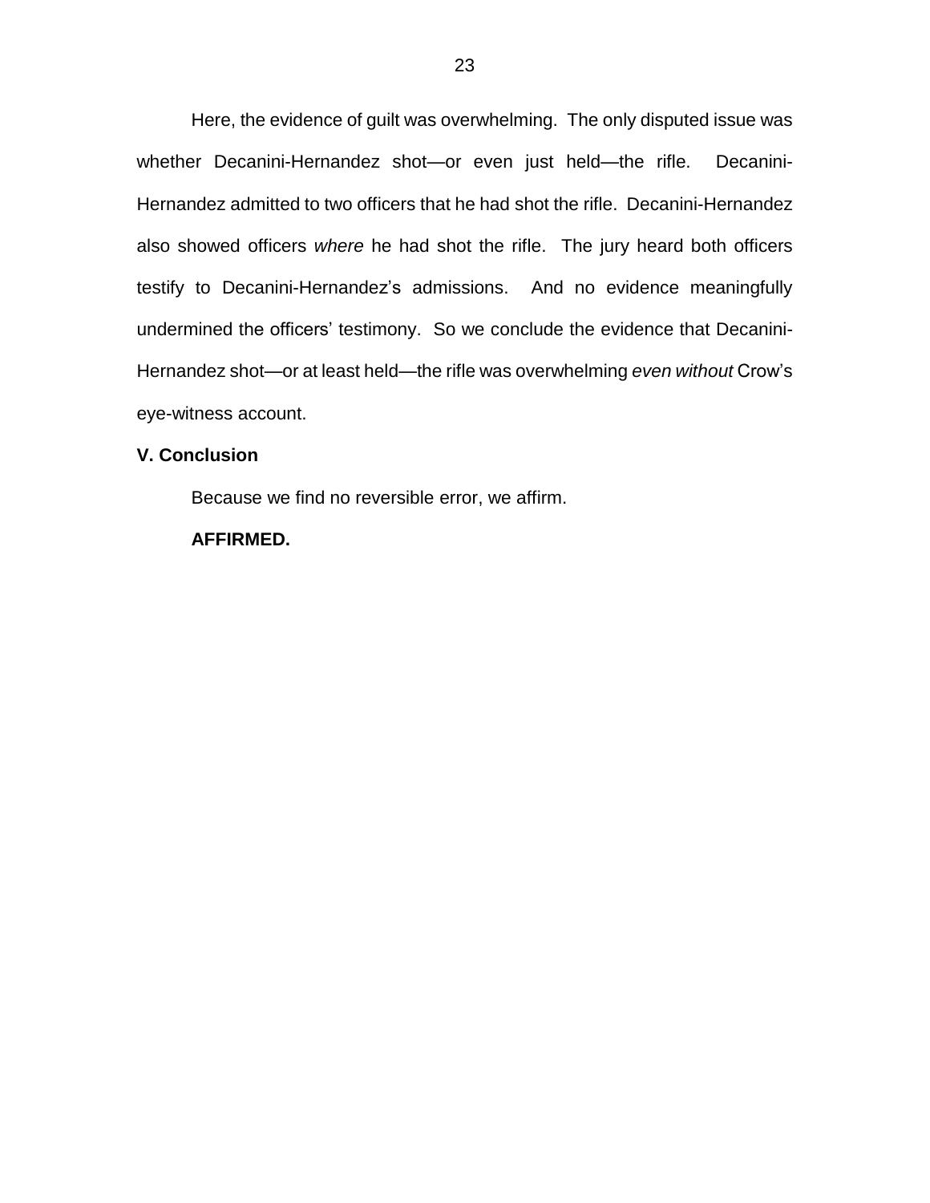Here, the evidence of guilt was overwhelming. The only disputed issue was whether Decanini-Hernandez shot—or even just held—the rifle. Decanini-Hernandez admitted to two officers that he had shot the rifle. Decanini-Hernandez also showed officers *where* he had shot the rifle. The jury heard both officers testify to Decanini-Hernandez's admissions. And no evidence meaningfully undermined the officers' testimony. So we conclude the evidence that Decanini-Hernandez shot—or at least held—the rifle was overwhelming *even without* Crow's eye-witness account.

### V. Conclusion

Because we find no reversible error, we affirm.

**AFFIRMED.**